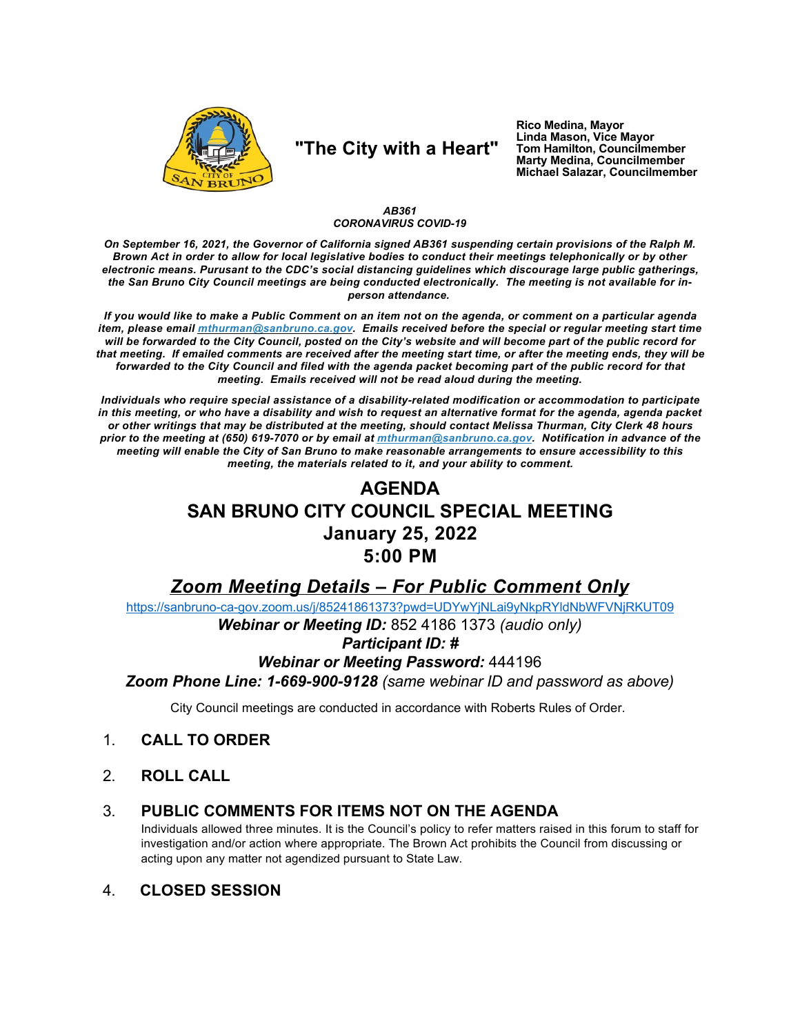"The City with a Heart"

**Rico Medina, Mayor**
**Linda Mason, Vice Mayor**
**Tom Hamilton, Councilmember**
**Marty Medina, Councilmember**
**Michael Salazar, Councilmember**

***AB361***
***CORONAVIRUS COVID-19***

***On September 16, 2021, the Governor of California signed AB361 suspending certain provisions of the Ralph M. Brown Act in order to allow for local legislative bodies to conduct their meetings telephonically or by other electronic means. Pursuant to the CDC's social distancing guidelines which discourage large public gatherings, the San Bruno City Council meetings are being conducted electronically. The meeting is not available for in-person attendance.***

***If you would like to make a Public Comment on an item not on the agenda, or comment on a particular agenda item, please email [mthurman@sanbruno.ca.gov](mailto:mthurman@sanbruno.ca.gov). Emails received before the special or regular meeting start time will be forwarded to the City Council, posted on the City's website and will become part of the public record for that meeting. If emailed comments are received after the meeting start time, or after the meeting ends, they will be forwarded to the City Council and filed with the agenda packet becoming part of the public record for that meeting. Emails received will not be read aloud during the meeting.***

***Individuals who require special assistance of a disability-related modification or accommodation to participate in this meeting, or who have a disability and wish to request an alternative format for the agenda, agenda packet or other writings that may be distributed at the meeting, should contact Melissa Thurman, City Clerk 48 hours prior to the meeting at (650) 619-7070 or by email at [mthurman@sanbruno.ca.gov](mailto:mthurman@sanbruno.ca.gov). Notification in advance of the meeting will enable the City of San Bruno to make reasonable arrangements to ensure accessibility to this meeting, the materials related to it, and your ability to comment.***

# AGENDA
# SAN BRUNO CITY COUNCIL SPECIAL MEETING
# January 25, 2022
# 5:00 PM

## ***Zoom Meeting Details – For Public Comment Only***

https://sanbruno-ca-gov.zoom.us/j/85241861373?pwd=UDYwYjNLai9yNkpRYldNbWFVNjRKUT09

***Webinar or Meeting ID:*** 852 4186 1373 *(audio only)*

***Participant ID: #***

***Webinar or Meeting Password:*** 444196

***Zoom Phone Line: 1-669-900-9128*** *(same webinar ID and password as above)*

City Council meetings are conducted in accordance with Roberts Rules of Order.

1. **CALL TO ORDER**

2. **ROLL CALL**

3. **PUBLIC COMMENTS FOR ITEMS NOT ON THE AGENDA**
   Individuals allowed three minutes. It is the Council's policy to refer matters raised in this forum to staff for investigation and/or action where appropriate. The Brown Act prohibits the Council from discussing or acting upon any matter not agendized pursuant to State Law.

4. **CLOSED SESSION**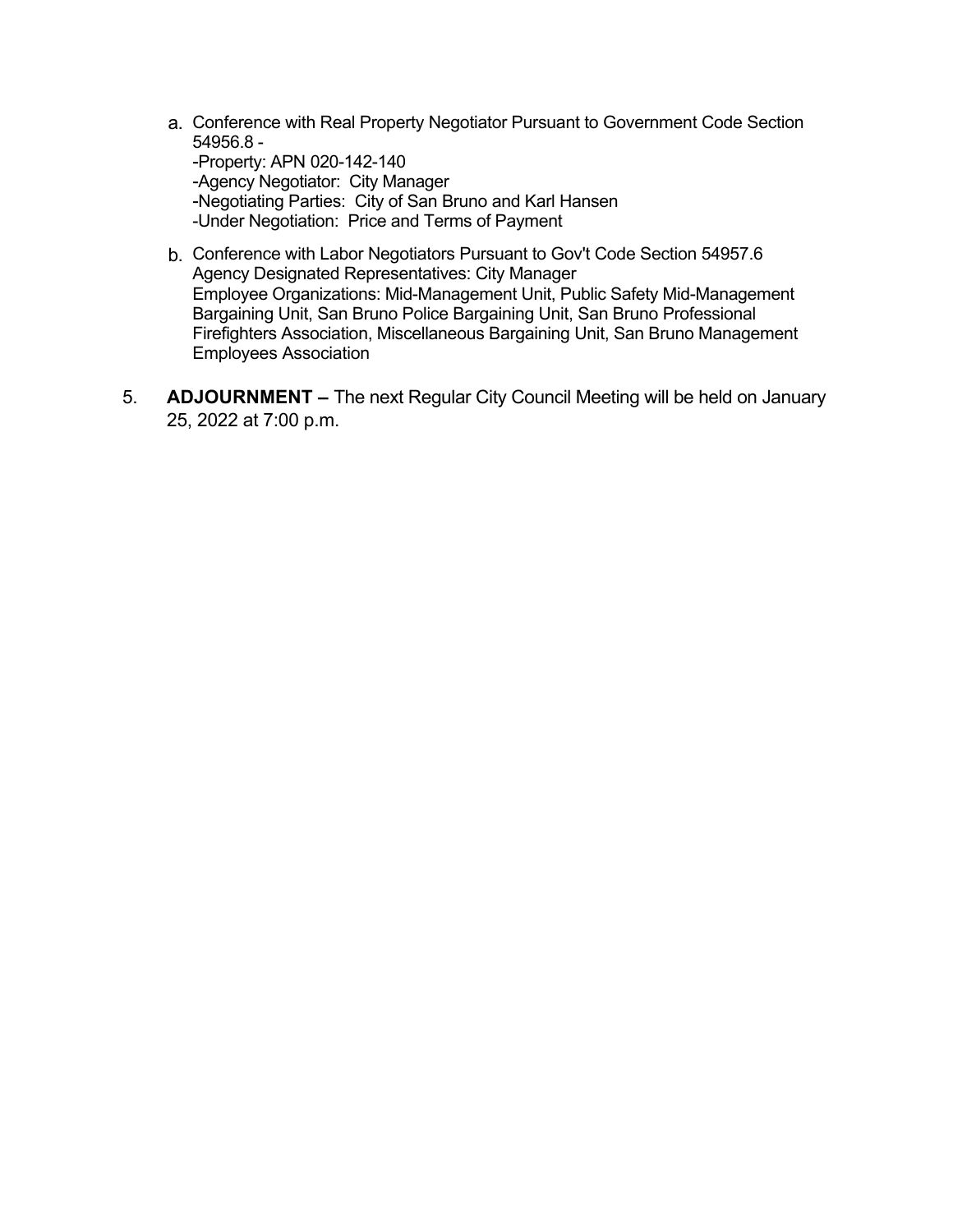a. Conference with Real Property Negotiator Pursuant to Government Code Section 54956.8 -
   -Property: APN 020-142-140
   -Agency Negotiator: City Manager
   -Negotiating Parties: City of San Bruno and Karl Hansen
   -Under Negotiation: Price and Terms of Payment

b. Conference with Labor Negotiators Pursuant to Gov't Code Section 54957.6
   Agency Designated Representatives: City Manager
   Employee Organizations: Mid-Management Unit, Public Safety Mid-Management Bargaining Unit, San Bruno Police Bargaining Unit, San Bruno Professional Firefighters Association, Miscellaneous Bargaining Unit, San Bruno Management Employees Association

5. **ADJOURNMENT –** The next Regular City Council Meeting will be held on January 25, 2022 at 7:00 p.m.